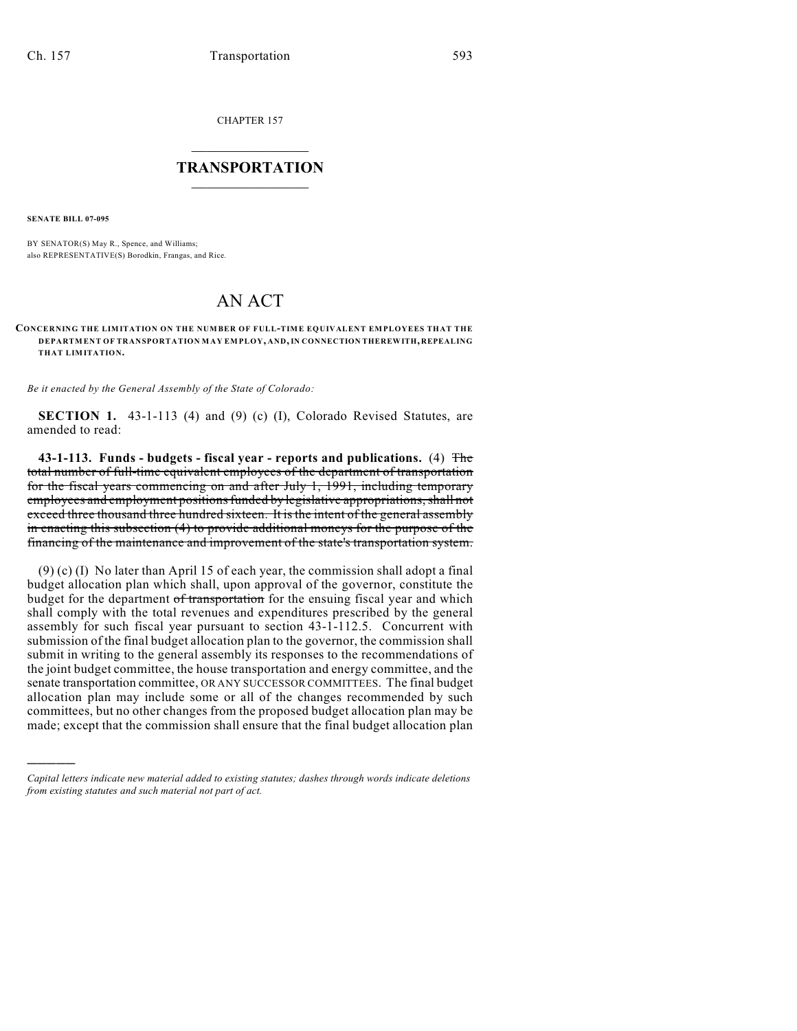CHAPTER 157

---

# TRANSPORTATION

---

**SENATE BILL 07-095**

BY SENATOR(S) May R., Spence, and Williams;
also REPRESENTATIVE(S) Borodkin, Frangas, and Rice.

# AN ACT

**CONCERNING THE LIMITATION ON THE NUMBER OF FULL-TIME EQUIVALENT EMPLOYEES THAT THE DEPARTMENT OF TRANSPORTATION MAY EMPLOY, AND, IN CONNECTION THEREWITH, REPEALING THAT LIMITATION.**

*Be it enacted by the General Assembly of the State of Colorado:*

**SECTION 1.** 43-1-113 (4) and (9) (c) (I), Colorado Revised Statutes, are amended to read:

**43-1-113. Funds - budgets - fiscal year - reports and publications.** (4) ~~The total number of full-time equivalent employees of the department of transportation for the fiscal years commencing on and after July 1, 1991, including temporary employees and employment positions funded by legislative appropriations, shall not exceed three thousand three hundred sixteen. It is the intent of the general assembly in enacting this subsection (4) to provide additional moneys for the purpose of the financing of the maintenance and improvement of the state's transportation system.~~

(9) (c) (I) No later than April 15 of each year, the commission shall adopt a final budget allocation plan which shall, upon approval of the governor, constitute the budget for the department ~~of transportation~~ for the ensuing fiscal year and which shall comply with the total revenues and expenditures prescribed by the general assembly for such fiscal year pursuant to section 43-1-112.5. Concurrent with submission of the final budget allocation plan to the governor, the commission shall submit in writing to the general assembly its responses to the recommendations of the joint budget committee, the house transportation and energy committee, and the senate transportation committee, OR ANY SUCCESSOR COMMITTEES. The final budget allocation plan may include some or all of the changes recommended by such committees, but no other changes from the proposed budget allocation plan may be made; except that the commission shall ensure that the final budget allocation plan

---

*Capital letters indicate new material added to existing statutes; dashes through words indicate deletions from existing statutes and such material not part of act.*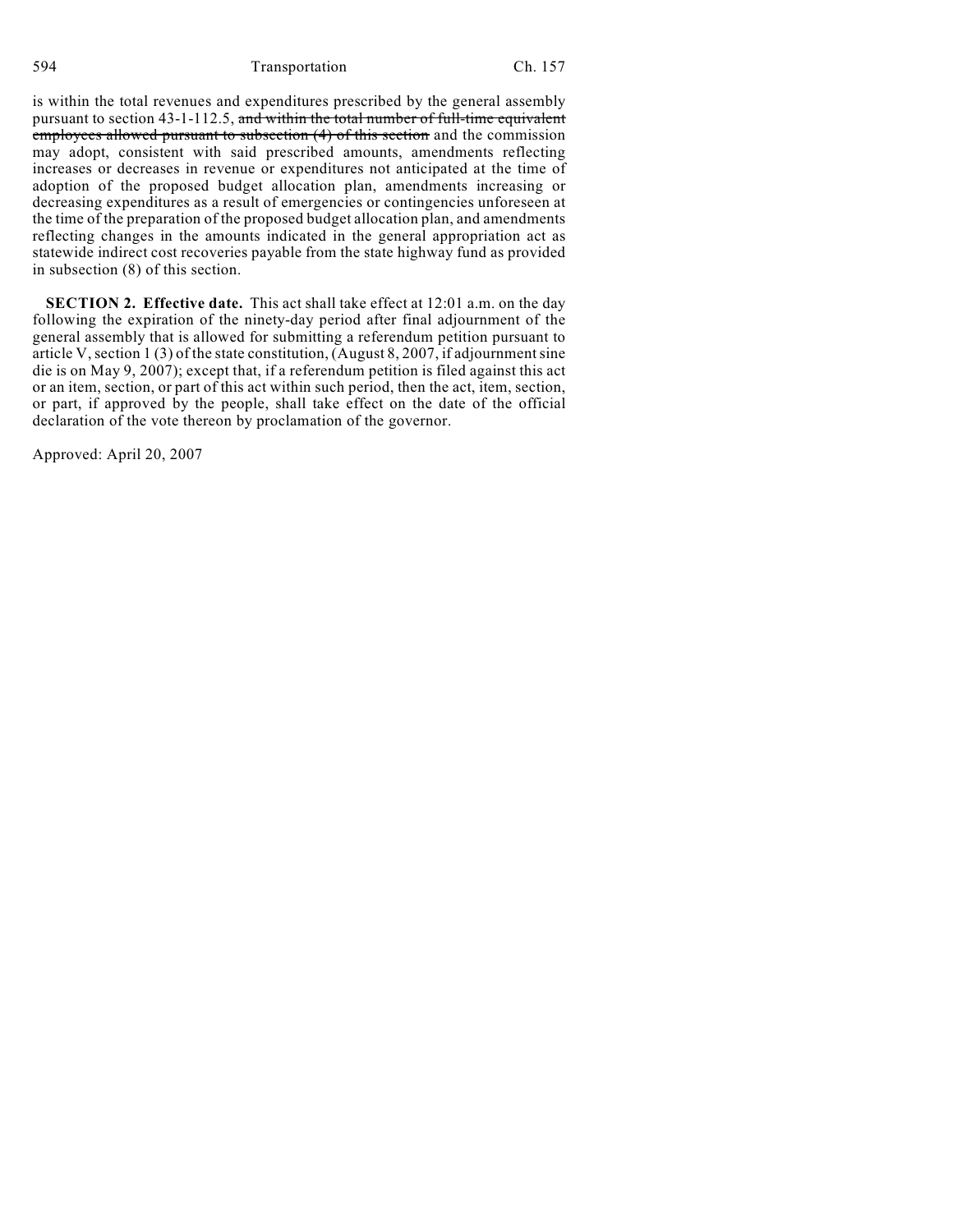is within the total revenues and expenditures prescribed by the general assembly pursuant to section 43-1-112.5, ~~and within the total number of full-time equivalent employees allowed pursuant to subsection (4) of this section~~ and the commission may adopt, consistent with said prescribed amounts, amendments reflecting increases or decreases in revenue or expenditures not anticipated at the time of adoption of the proposed budget allocation plan, amendments increasing or decreasing expenditures as a result of emergencies or contingencies unforeseen at the time of the preparation of the proposed budget allocation plan, and amendments reflecting changes in the amounts indicated in the general appropriation act as statewide indirect cost recoveries payable from the state highway fund as provided in subsection (8) of this section.

**SECTION 2. Effective date.** This act shall take effect at 12:01 a.m. on the day following the expiration of the ninety-day period after final adjournment of the general assembly that is allowed for submitting a referendum petition pursuant to article V, section 1 (3) of the state constitution, (August 8, 2007, if adjournment sine die is on May 9, 2007); except that, if a referendum petition is filed against this act or an item, section, or part of this act within such period, then the act, item, section, or part, if approved by the people, shall take effect on the date of the official declaration of the vote thereon by proclamation of the governor.

Approved: April 20, 2007